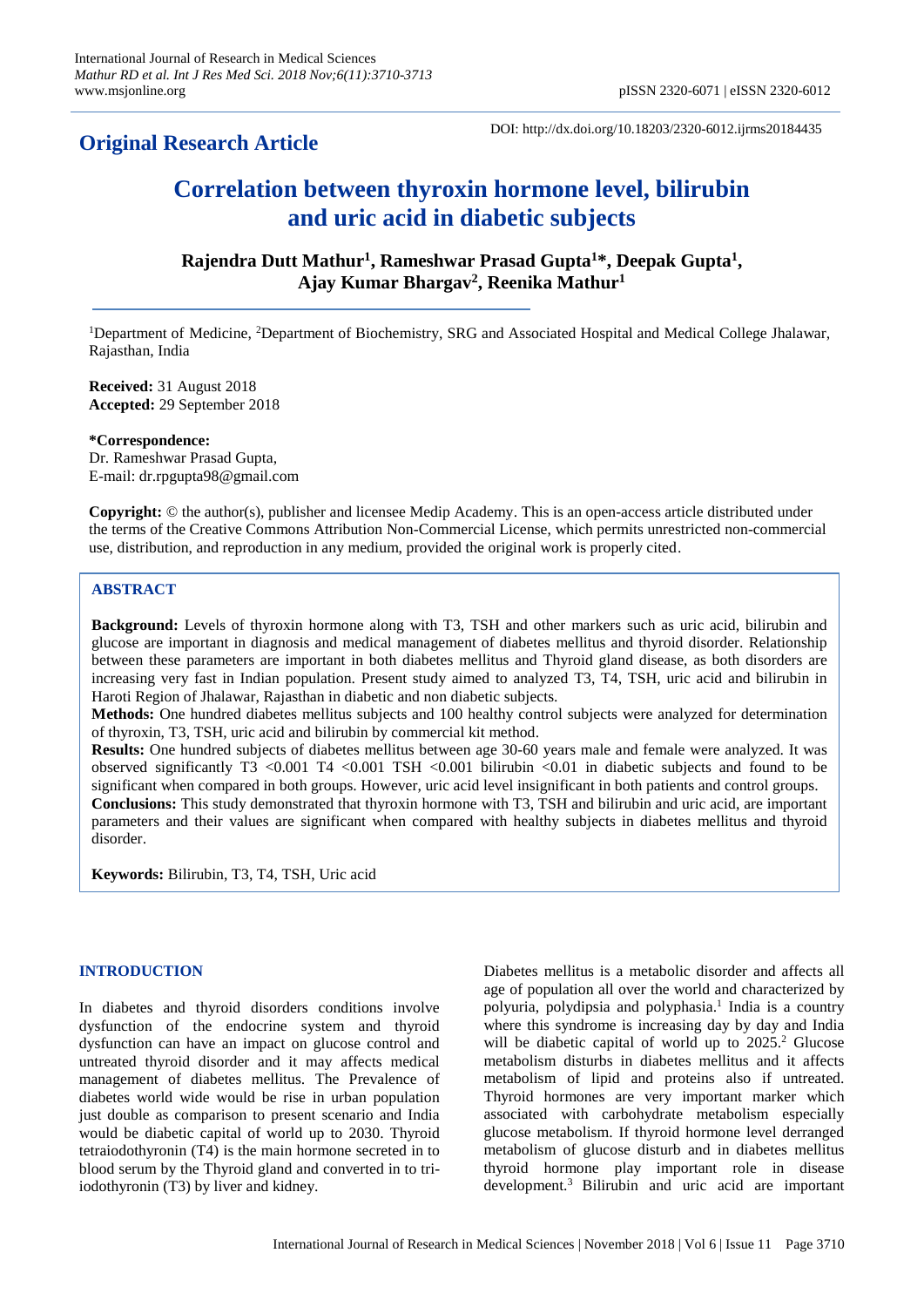## Original Research Article

DOI: http://dx.doi.org/10.18203/2320-6012.ijrms20184435

# Correlation between thyroxin hormone level, bilirubin and uric acid in diabetic subjects

**Rajendra Dutt Mathur[1], Rameshwar Prasad Gupta[1]\*, Deepak Gupta[1], Ajay Kumar Bhargav[2], Reenika Mathur[1]**

[1]Department of Medicine, [2]Department of Biochemistry, SRG and Associated Hospital and Medical College Jhalawar, Rajasthan, India

**Received:** 31 August 2018
**Accepted:** 29 September 2018

**\*Correspondence:**
Dr. Rameshwar Prasad Gupta,
E-mail: dr.rpgupta98@gmail.com

**Copyright:** © the author(s), publisher and licensee Medip Academy. This is an open-access article distributed under the terms of the Creative Commons Attribution Non-Commercial License, which permits unrestricted non-commercial use, distribution, and reproduction in any medium, provided the original work is properly cited.

## ABSTRACT

**Background:** Levels of thyroxin hormone along with T3, TSH and other markers such as uric acid, bilirubin and glucose are important in diagnosis and medical management of diabetes mellitus and thyroid disorder. Relationship between these parameters are important in both diabetes mellitus and Thyroid gland disease, as both disorders are increasing very fast in Indian population. Present study aimed to analyzed T3, T4, TSH, uric acid and bilirubin in Haroti Region of Jhalawar, Rajasthan in diabetic and non diabetic subjects.

**Methods:** One hundred diabetes mellitus subjects and 100 healthy control subjects were analyzed for determination of thyroxin, T3, TSH, uric acid and bilirubin by commercial kit method.

**Results:** One hundred subjects of diabetes mellitus between age 30-60 years male and female were analyzed. It was observed significantly T3 $<0.001$ T4 $<0.001$ TSH $<0.001$ bilirubin $<0.01$ in diabetic subjects and found to be significant when compared in both groups. However, uric acid level insignificant in both patients and control groups.

**Conclusions:** This study demonstrated that thyroxin hormone with T3, TSH and bilirubin and uric acid, are important parameters and their values are significant when compared with healthy subjects in diabetes mellitus and thyroid disorder.

**Keywords:** Bilirubin, T3, T4, TSH, Uric acid

## INTRODUCTION

In diabetes and thyroid disorders conditions involve dysfunction of the endocrine system and thyroid dysfunction can have an impact on glucose control and untreated thyroid disorder and it may affects medical management of diabetes mellitus. The Prevalence of diabetes world wide would be rise in urban population just double as comparison to present scenario and India would be diabetic capital of world up to 2030. Thyroid tetraiodothyronin (T4) is the main hormone secreted in to blood serum by the Thyroid gland and converted in to tri-iodothyronin (T3) by liver and kidney.

Diabetes mellitus is a metabolic disorder and affects all age of population all over the world and characterized by polyuria, polydipsia and polyphasia.[1] India is a country where this syndrome is increasing day by day and India will be diabetic capital of world up to 2025.[2] Glucose metabolism disturbs in diabetes mellitus and it affects metabolism of lipid and proteins also if untreated. Thyroid hormones are very important marker which associated with carbohydrate metabolism especially glucose metabolism. If thyroid hormone level derranged metabolism of glucose disturb and in diabetes mellitus thyroid hormone play important role in disease development.[3] Bilirubin and uric acid are important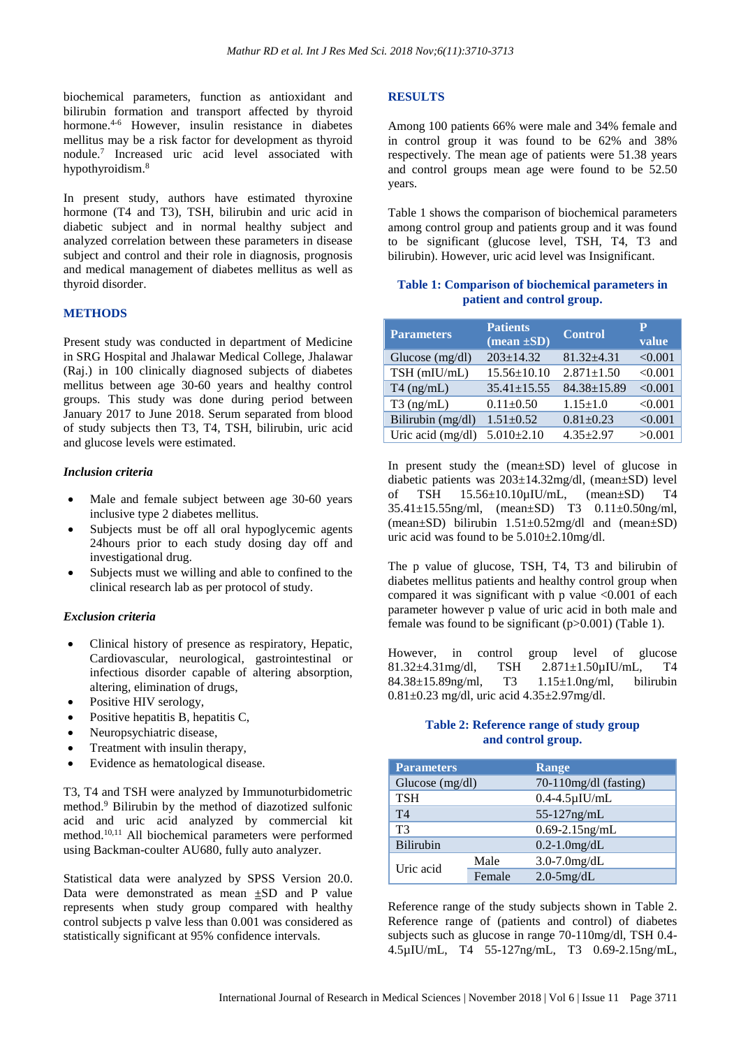biochemical parameters, function as antioxidant and bilirubin formation and transport affected by thyroid hormone.[4-6] However, insulin resistance in diabetes mellitus may be a risk factor for development as thyroid nodule.[7] Increased uric acid level associated with hypothyroidism.[8]

In present study, authors have estimated thyroxine hormone (T4 and T3), TSH, bilirubin and uric acid in diabetic subject and in normal healthy subject and analyzed correlation between these parameters in disease subject and control and their role in diagnosis, prognosis and medical management of diabetes mellitus as well as thyroid disorder.

## METHODS

Present study was conducted in department of Medicine in SRG Hospital and Jhalawar Medical College, Jhalawar (Raj.) in 100 clinically diagnosed subjects of diabetes mellitus between age 30-60 years and healthy control groups. This study was done during period between January 2017 to June 2018. Serum separated from blood of study subjects then T3, T4, TSH, bilirubin, uric acid and glucose levels were estimated.

### *Inclusion criteria*

- Male and female subject between age 30-60 years inclusive type 2 diabetes mellitus.
- Subjects must be off all oral hypoglycemic agents 24hours prior to each study dosing day off and investigational drug.
- Subjects must we willing and able to confined to the clinical research lab as per protocol of study.

### *Exclusion criteria*

- Clinical history of presence as respiratory, Hepatic, Cardiovascular, neurological, gastrointestinal or infectious disorder capable of altering absorption, altering, elimination of drugs,
- Positive HIV serology,
- Positive hepatitis B, hepatitis C,
- Neuropsychiatric disease,
- Treatment with insulin therapy,
- Evidence as hematological disease.

T3, T4 and TSH were analyzed by Immunoturbidometric method.[9] Bilirubin by the method of diazotized sulfonic acid and uric acid analyzed by commercial kit method.[10,11] All biochemical parameters were performed using Backman-coulter AU680, fully auto analyzer.

Statistical data were analyzed by SPSS Version 20.0. Data were demonstrated as mean ±SD and P value represents when study group compared with healthy control subjects p valve less than 0.001 was considered as statistically significant at 95% confidence intervals.

## RESULTS

Among 100 patients 66% were male and 34% female and in control group it was found to be 62% and 38% respectively. The mean age of patients were 51.38 years and control groups mean age were found to be 52.50 years.

Table 1 shows the comparison of biochemical parameters among control group and patients group and it was found to be significant (glucose level, TSH, T4, T3 and bilirubin). However, uric acid level was Insignificant.

**Table 1: Comparison of biochemical parameters in patient and control group.**

| Parameters | Patients (mean ±SD) | Control | P value |
|---|---|---|---|
| Glucose (mg/dl) | 203±14.32 | 81.32±4.31 | <0.001 |
| TSH (mIU/mL) | 15.56±10.10 | 2.871±1.50 | <0.001 |
| T4 (ng/mL) | 35.41±15.55 | 84.38±15.89 | <0.001 |
| T3 (ng/mL) | 0.11±0.50 | 1.15±1.0 | <0.001 |
| Bilirubin (mg/dl) | 1.51±0.52 | 0.81±0.23 | <0.001 |
| Uric acid (mg/dl) | 5.010±2.10 | 4.35±2.97 | >0.001 |

In present study the (mean±SD) level of glucose in diabetic patients was 203±14.32mg/dl, (mean±SD) level of TSH 15.56±10.10µIU/mL, (mean±SD) T4 35.41±15.55ng/ml, (mean±SD) T3 0.11±0.50ng/ml, (mean±SD) bilirubin 1.51±0.52mg/dl and (mean±SD) uric acid was found to be 5.010±2.10mg/dl.

The p value of glucose, TSH, T4, T3 and bilirubin of diabetes mellitus patients and healthy control group when compared it was significant with p value <0.001 of each parameter however p value of uric acid in both male and female was found to be significant (p>0.001) (Table 1).

However, in control group level of glucose 81.32±4.31mg/dl, TSH 2.871±1.50µIU/mL, T4 84.38±15.89ng/ml, T3 1.15±1.0ng/ml, bilirubin 0.81±0.23 mg/dl, uric acid 4.35±2.97mg/dl.

**Table 2: Reference range of study group and control group.**

| Parameters | | Range |
|---|---|---|
| Glucose (mg/dl) | | 70-110mg/dl (fasting) |
| TSH | | 0.4-4.5µIU/mL |
| T4 | | 55-127ng/mL |
| T3 | | 0.69-2.15ng/mL |
| Bilirubin | | 0.2-1.0mg/dL |
| Uric acid | Male | 3.0-7.0mg/dL |
| | Female | 2.0-5mg/dL |

Reference range of the study subjects shown in Table 2. Reference range of (patients and control) of diabetes subjects such as glucose in range 70-110mg/dl, TSH 0.4-4.5µIU/mL, T4 55-127ng/mL, T3 0.69-2.15ng/mL,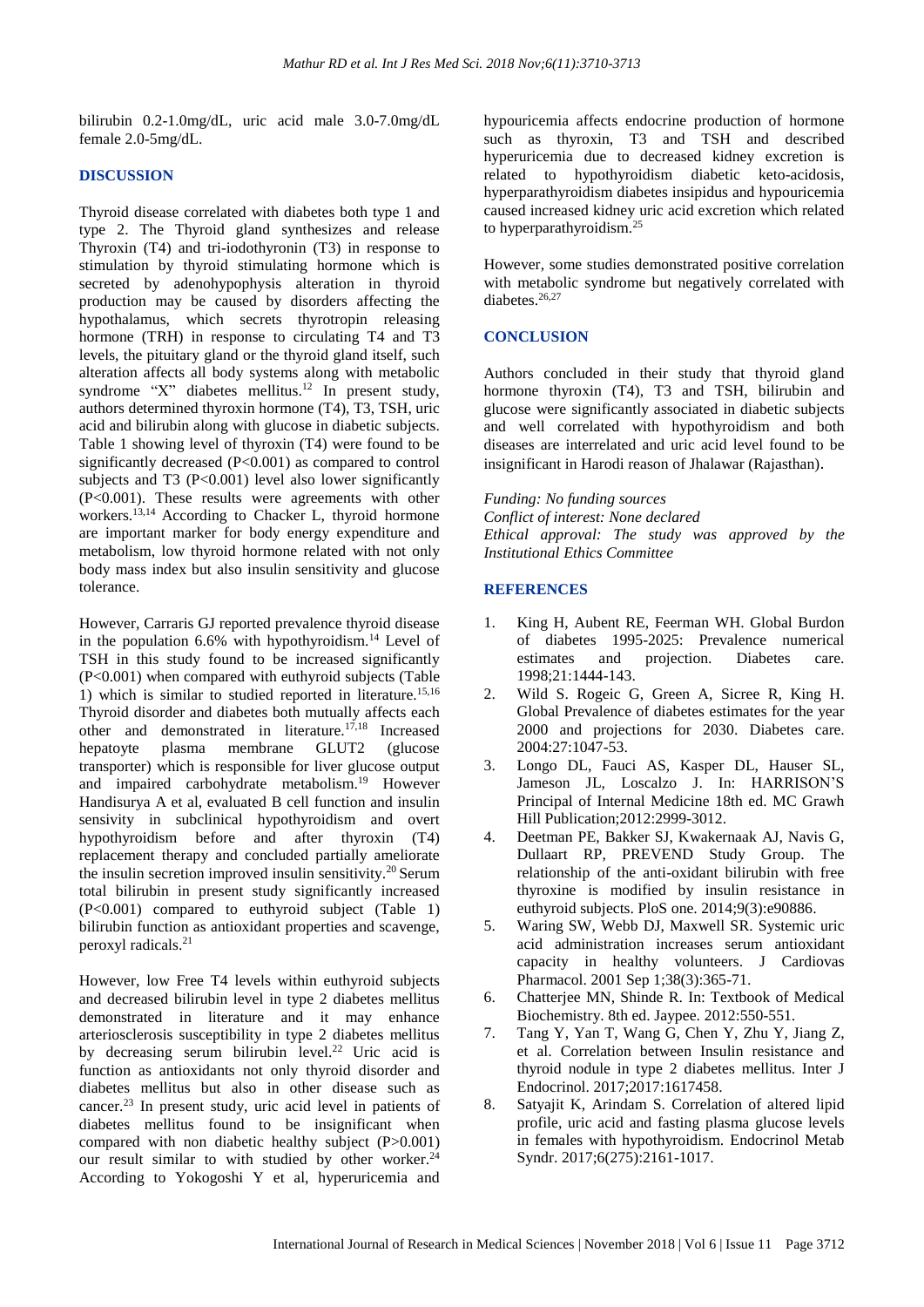bilirubin 0.2-1.0mg/dL, uric acid male 3.0-7.0mg/dL female 2.0-5mg/dL.

## DISCUSSION

Thyroid disease correlated with diabetes both type 1 and type 2. The Thyroid gland synthesizes and release Thyroxin (T4) and tri-iodothyronin (T3) in response to stimulation by thyroid stimulating hormone which is secreted by adenohypophysis alteration in thyroid production may be caused by disorders affecting the hypothalamus, which secrets thyrotropin releasing hormone (TRH) in response to circulating T4 and T3 levels, the pituitary gland or the thyroid gland itself, such alteration affects all body systems along with metabolic syndrome "X" diabetes mellitus.[12] In present study, authors determined thyroxin hormone (T4), T3, TSH, uric acid and bilirubin along with glucose in diabetic subjects. Table 1 showing level of thyroxin (T4) were found to be significantly decreased (P<0.001) as compared to control subjects and T3 (P<0.001) level also lower significantly (P<0.001). These results were agreements with other workers.[13,14] According to Chacker L, thyroid hormone are important marker for body energy expenditure and metabolism, low thyroid hormone related with not only body mass index but also insulin sensitivity and glucose tolerance.

However, Carraris GJ reported prevalence thyroid disease in the population 6.6% with hypothyroidism.[14] Level of TSH in this study found to be increased significantly (P<0.001) when compared with euthyroid subjects (Table 1) which is similar to studied reported in literature.[15,16] Thyroid disorder and diabetes both mutually affects each other and demonstrated in literature.[17,18] Increased hepatoyte plasma membrane GLUT2 (glucose transporter) which is responsible for liver glucose output and impaired carbohydrate metabolism.[19] However Handisurya A et al, evaluated B cell function and insulin sensivity in subclinical hypothyroidism and overt hypothyroidism before and after thyroxin (T4) replacement therapy and concluded partially ameliorate the insulin secretion improved insulin sensitivity.[20] Serum total bilirubin in present study significantly increased (P<0.001) compared to euthyroid subject (Table 1) bilirubin function as antioxidant properties and scavenge, peroxyl radicals.[21]

However, low Free T4 levels within euthyroid subjects and decreased bilirubin level in type 2 diabetes mellitus demonstrated in literature and it may enhance arteriosclerosis susceptibility in type 2 diabetes mellitus by decreasing serum bilirubin level.[22] Uric acid is function as antioxidants not only thyroid disorder and diabetes mellitus but also in other disease such as cancer.[23] In present study, uric acid level in patients of diabetes mellitus found to be insignificant when compared with non diabetic healthy subject (P>0.001) our result similar to with studied by other worker.[24] According to Yokogoshi Y et al, hyperuricemia and hypouricemia affects endocrine production of hormone such as thyroxin, T3 and TSH and described hyperuricemia due to decreased kidney excretion is related to hypothyroidism diabetic keto-acidosis, hyperparathyroidism diabetes insipidus and hypouricemia caused increased kidney uric acid excretion which related to hyperparathyroidism.[25]

However, some studies demonstrated positive correlation with metabolic syndrome but negatively correlated with diabetes.[26,27]

## CONCLUSION

Authors concluded in their study that thyroid gland hormone thyroxin (T4), T3 and TSH, bilirubin and glucose were significantly associated in diabetic subjects and well correlated with hypothyroidism and both diseases are interrelated and uric acid level found to be insignificant in Harodi reason of Jhalawar (Rajasthan).

*Funding: No funding sources*
*Conflict of interest: None declared*
*Ethical approval: The study was approved by the Institutional Ethics Committee*

## REFERENCES

1. King H, Aubent RE, Feerman WH. Global Burdon of diabetes 1995-2025: Prevalence numerical estimates and projection. Diabetes care. 1998;21:1444-143.
2. Wild S. Rogeic G, Green A, Sicree R, King H. Global Prevalence of diabetes estimates for the year 2000 and projections for 2030. Diabetes care. 2004:27:1047-53.
3. Longo DL, Fauci AS, Kasper DL, Hauser SL, Jameson JL, Loscalzo J. In: HARRISON'S Principal of Internal Medicine 18th ed. MC Grawh Hill Publication;2012:2999-3012.
4. Deetman PE, Bakker SJ, Kwakernaak AJ, Navis G, Dullaart RP, PREVEND Study Group. The relationship of the anti-oxidant bilirubin with free thyroxine is modified by insulin resistance in euthyroid subjects. PloS one. 2014;9(3):e90886.
5. Waring SW, Webb DJ, Maxwell SR. Systemic uric acid administration increases serum antioxidant capacity in healthy volunteers. J Cardiovas Pharmacol. 2001 Sep 1;38(3):365-71.
6. Chatterjee MN, Shinde R. In: Textbook of Medical Biochemistry. 8th ed. Jaypee. 2012:550-551.
7. Tang Y, Yan T, Wang G, Chen Y, Zhu Y, Jiang Z, et al. Correlation between Insulin resistance and thyroid nodule in type 2 diabetes mellitus. Inter J Endocrinol. 2017;2017:1617458.
8. Satyajit K, Arindam S. Correlation of altered lipid profile, uric acid and fasting plasma glucose levels in females with hypothyroidism. Endocrinol Metab Syndr. 2017;6(275):2161-1017.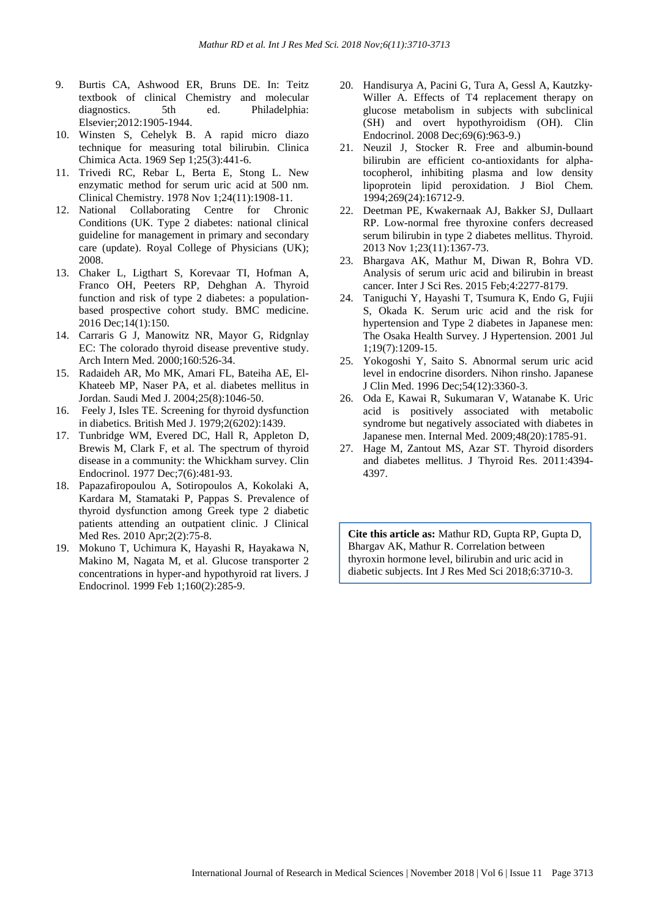9. Burtis CA, Ashwood ER, Bruns DE. In: Teitz textbook of clinical Chemistry and molecular diagnostics. 5th ed. Philadelphia: Elsevier;2012:1905-1944.
10. Winsten S, Cehelyk B. A rapid micro diazo technique for measuring total bilirubin. Clinica Chimica Acta. 1969 Sep 1;25(3):441-6.
11. Trivedi RC, Rebar L, Berta E, Stong L. New enzymatic method for serum uric acid at 500 nm. Clinical Chemistry. 1978 Nov 1;24(11):1908-11.
12. National Collaborating Centre for Chronic Conditions (UK. Type 2 diabetes: national clinical guideline for management in primary and secondary care (update). Royal College of Physicians (UK); 2008.
13. Chaker L, Ligthart S, Korevaar TI, Hofman A, Franco OH, Peeters RP, Dehghan A. Thyroid function and risk of type 2 diabetes: a population-based prospective cohort study. BMC medicine. 2016 Dec;14(1):150.
14. Carraris G J, Manowitz NR, Mayor G, Ridgnlay EC: The colorado thyroid disease preventive study. Arch Intern Med. 2000;160:526-34.
15. Radaideh AR, Mo MK, Amari FL, Bateiha AE, El-Khateeb MP, Naser PA, et al. diabetes mellitus in Jordan. Saudi Med J. 2004;25(8):1046-50.
16. Feely J, Isles TE. Screening for thyroid dysfunction in diabetics. British Med J. 1979;2(6202):1439.
17. Tunbridge WM, Evered DC, Hall R, Appleton D, Brewis M, Clark F, et al. The spectrum of thyroid disease in a community: the Whickham survey. Clin Endocrinol. 1977 Dec;7(6):481-93.
18. Papazafiropoulou A, Sotiropoulos A, Kokolaki A, Kardara M, Stamataki P, Pappas S. Prevalence of thyroid dysfunction among Greek type 2 diabetic patients attending an outpatient clinic. J Clinical Med Res. 2010 Apr;2(2):75-8.
19. Mokuno T, Uchimura K, Hayashi R, Hayakawa N, Makino M, Nagata M, et al. Glucose transporter 2 concentrations in hyper-and hypothyroid rat livers. J Endocrinol. 1999 Feb 1;160(2):285-9.
20. Handisurya A, Pacini G, Tura A, Gessl A, Kautzky-Willer A. Effects of T4 replacement therapy on glucose metabolism in subjects with subclinical (SH) and overt hypothyroidism (OH). Clin Endocrinol. 2008 Dec;69(6):963-9.)
21. Neuzil J, Stocker R. Free and albumin-bound bilirubin are efficient co-antioxidants for alpha-tocopherol, inhibiting plasma and low density lipoprotein lipid peroxidation. J Biol Chem. 1994;269(24):16712-9.
22. Deetman PE, Kwakernaak AJ, Bakker SJ, Dullaart RP. Low-normal free thyroxine confers decreased serum bilirubin in type 2 diabetes mellitus. Thyroid. 2013 Nov 1;23(11):1367-73.
23. Bhargava AK, Mathur M, Diwan R, Bohra VD. Analysis of serum uric acid and bilirubin in breast cancer. Inter J Sci Res. 2015 Feb;4:2277-8179.
24. Taniguchi Y, Hayashi T, Tsumura K, Endo G, Fujii S, Okada K. Serum uric acid and the risk for hypertension and Type 2 diabetes in Japanese men: The Osaka Health Survey. J Hypertension. 2001 Jul 1;19(7):1209-15.
25. Yokogoshi Y, Saito S. Abnormal serum uric acid level in endocrine disorders. Nihon rinsho. Japanese J Clin Med. 1996 Dec;54(12):3360-3.
26. Oda E, Kawai R, Sukumaran V, Watanabe K. Uric acid is positively associated with metabolic syndrome but negatively associated with diabetes in Japanese men. Internal Med. 2009;48(20):1785-91.
27. Hage M, Zantout MS, Azar ST. Thyroid disorders and diabetes mellitus. J Thyroid Res. 2011:4394-4397.

**Cite this article as:** Mathur RD, Gupta RP, Gupta D, Bhargav AK, Mathur R. Correlation between thyroxin hormone level, bilirubin and uric acid in diabetic subjects. Int J Res Med Sci 2018;6:3710-3.